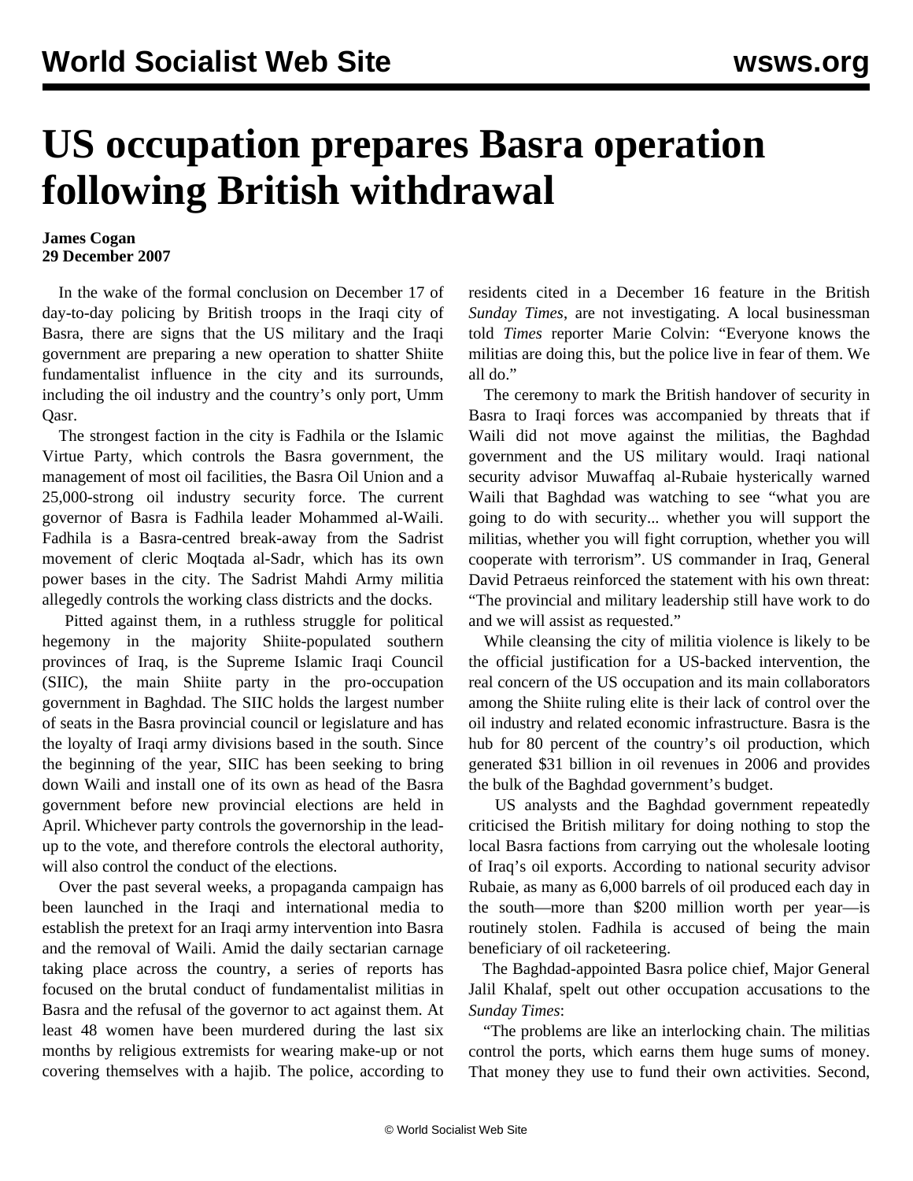# US occupation prepares Basra operation following British withdrawal

**James Cogan**
**29 December 2007**

In the wake of the formal conclusion on December 17 of day-to-day policing by British troops in the Iraqi city of Basra, there are signs that the US military and the Iraqi government are preparing a new operation to shatter Shiite fundamentalist influence in the city and its surrounds, including the oil industry and the country's only port, Umm Qasr.

The strongest faction in the city is Fadhila or the Islamic Virtue Party, which controls the Basra government, the management of most oil facilities, the Basra Oil Union and a 25,000-strong oil industry security force. The current governor of Basra is Fadhila leader Mohammed al-Waili. Fadhila is a Basra-centred break-away from the Sadrist movement of cleric Moqtada al-Sadr, which has its own power bases in the city. The Sadrist Mahdi Army militia allegedly controls the working class districts and the docks.

Pitted against them, in a ruthless struggle for political hegemony in the majority Shiite-populated southern provinces of Iraq, is the Supreme Islamic Iraqi Council (SIIC), the main Shiite party in the pro-occupation government in Baghdad. The SIIC holds the largest number of seats in the Basra provincial council or legislature and has the loyalty of Iraqi army divisions based in the south. Since the beginning of the year, SIIC has been seeking to bring down Waili and install one of its own as head of the Basra government before new provincial elections are held in April. Whichever party controls the governorship in the lead-up to the vote, and therefore controls the electoral authority, will also control the conduct of the elections.

Over the past several weeks, a propaganda campaign has been launched in the Iraqi and international media to establish the pretext for an Iraqi army intervention into Basra and the removal of Waili. Amid the daily sectarian carnage taking place across the country, a series of reports has focused on the brutal conduct of fundamentalist militias in Basra and the refusal of the governor to act against them. At least 48 women have been murdered during the last six months by religious extremists for wearing make-up or not covering themselves with a hajib. The police, according to residents cited in a December 16 feature in the British *Sunday Times*, are not investigating. A local businessman told *Times* reporter Marie Colvin: "Everyone knows the militias are doing this, but the police live in fear of them. We all do."

The ceremony to mark the British handover of security in Basra to Iraqi forces was accompanied by threats that if Waili did not move against the militias, the Baghdad government and the US military would. Iraqi national security advisor Muwaffaq al-Rubaie hysterically warned Waili that Baghdad was watching to see "what you are going to do with security... whether you will support the militias, whether you will fight corruption, whether you will cooperate with terrorism". US commander in Iraq, General David Petraeus reinforced the statement with his own threat: "The provincial and military leadership still have work to do and we will assist as requested."

While cleansing the city of militia violence is likely to be the official justification for a US-backed intervention, the real concern of the US occupation and its main collaborators among the Shiite ruling elite is their lack of control over the oil industry and related economic infrastructure. Basra is the hub for 80 percent of the country's oil production, which generated $31 billion in oil revenues in 2006 and provides the bulk of the Baghdad government's budget.

US analysts and the Baghdad government repeatedly criticised the British military for doing nothing to stop the local Basra factions from carrying out the wholesale looting of Iraq's oil exports. According to national security advisor Rubaie, as many as 6,000 barrels of oil produced each day in the south—more than $200 million worth per year—is routinely stolen. Fadhila is accused of being the main beneficiary of oil racketeering.

The Baghdad-appointed Basra police chief, Major General Jalil Khalaf, spelt out other occupation accusations to the *Sunday Times*:

"The problems are like an interlocking chain. The militias control the ports, which earns them huge sums of money. That money they use to fund their own activities. Second,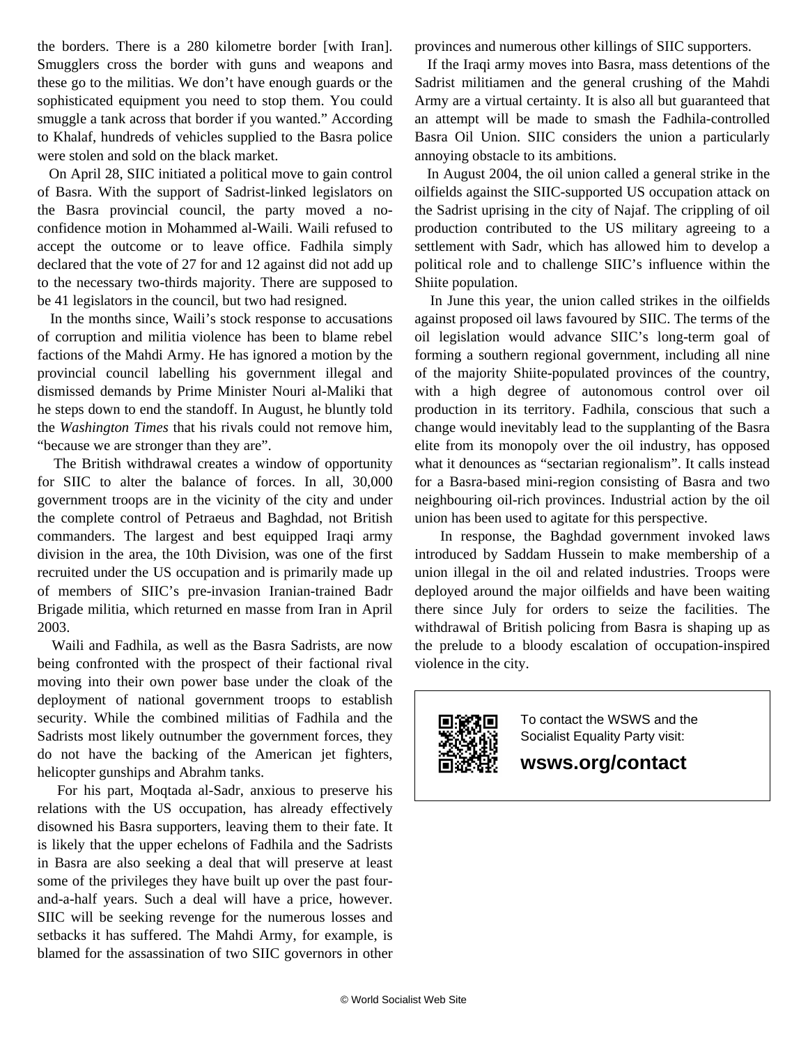the borders. There is a 280 kilometre border [with Iran]. Smugglers cross the border with guns and weapons and these go to the militias. We don't have enough guards or the sophisticated equipment you need to stop them. You could smuggle a tank across that border if you wanted." According to Khalaf, hundreds of vehicles supplied to the Basra police were stolen and sold on the black market.

On April 28, SIIC initiated a political move to gain control of Basra. With the support of Sadrist-linked legislators on the Basra provincial council, the party moved a no-confidence motion in Mohammed al-Waili. Waili refused to accept the outcome or to leave office. Fadhila simply declared that the vote of 27 for and 12 against did not add up to the necessary two-thirds majority. There are supposed to be 41 legislators in the council, but two had resigned.

In the months since, Waili's stock response to accusations of corruption and militia violence has been to blame rebel factions of the Mahdi Army. He has ignored a motion by the provincial council labelling his government illegal and dismissed demands by Prime Minister Nouri al-Maliki that he steps down to end the standoff. In August, he bluntly told the *Washington Times* that his rivals could not remove him, "because we are stronger than they are".

The British withdrawal creates a window of opportunity for SIIC to alter the balance of forces. In all, 30,000 government troops are in the vicinity of the city and under the complete control of Petraeus and Baghdad, not British commanders. The largest and best equipped Iraqi army division in the area, the 10th Division, was one of the first recruited under the US occupation and is primarily made up of members of SIIC's pre-invasion Iranian-trained Badr Brigade militia, which returned en masse from Iran in April 2003.

Waili and Fadhila, as well as the Basra Sadrists, are now being confronted with the prospect of their factional rival moving into their own power base under the cloak of the deployment of national government troops to establish security. While the combined militias of Fadhila and the Sadrists most likely outnumber the government forces, they do not have the backing of the American jet fighters, helicopter gunships and Abrahm tanks.

For his part, Moqtada al-Sadr, anxious to preserve his relations with the US occupation, has already effectively disowned his Basra supporters, leaving them to their fate. It is likely that the upper echelons of Fadhila and the Sadrists in Basra are also seeking a deal that will preserve at least some of the privileges they have built up over the past four-and-a-half years. Such a deal will have a price, however. SIIC will be seeking revenge for the numerous losses and setbacks it has suffered. The Mahdi Army, for example, is blamed for the assassination of two SIIC governors in other provinces and numerous other killings of SIIC supporters.

If the Iraqi army moves into Basra, mass detentions of the Sadrist militiamen and the general crushing of the Mahdi Army are a virtual certainty. It is also all but guaranteed that an attempt will be made to smash the Fadhila-controlled Basra Oil Union. SIIC considers the union a particularly annoying obstacle to its ambitions.

In August 2004, the oil union called a general strike in the oilfields against the SIIC-supported US occupation attack on the Sadrist uprising in the city of Najaf. The crippling of oil production contributed to the US military agreeing to a settlement with Sadr, which has allowed him to develop a political role and to challenge SIIC's influence within the Shiite population.

In June this year, the union called strikes in the oilfields against proposed oil laws favoured by SIIC. The terms of the oil legislation would advance SIIC's long-term goal of forming a southern regional government, including all nine of the majority Shiite-populated provinces of the country, with a high degree of autonomous control over oil production in its territory. Fadhila, conscious that such a change would inevitably lead to the supplanting of the Basra elite from its monopoly over the oil industry, has opposed what it denounces as "sectarian regionalism". It calls instead for a Basra-based mini-region consisting of Basra and two neighbouring oil-rich provinces. Industrial action by the oil union has been used to agitate for this perspective.

In response, the Baghdad government invoked laws introduced by Saddam Hussein to make membership of a union illegal in the oil and related industries. Troops were deployed around the major oilfields and have been waiting there since July for orders to seize the facilities. The withdrawal of British policing from Basra is shaping up as the prelude to a bloody escalation of occupation-inspired violence in the city.

To contact the WSWS and the Socialist Equality Party visit:

**wsws.org/contact**